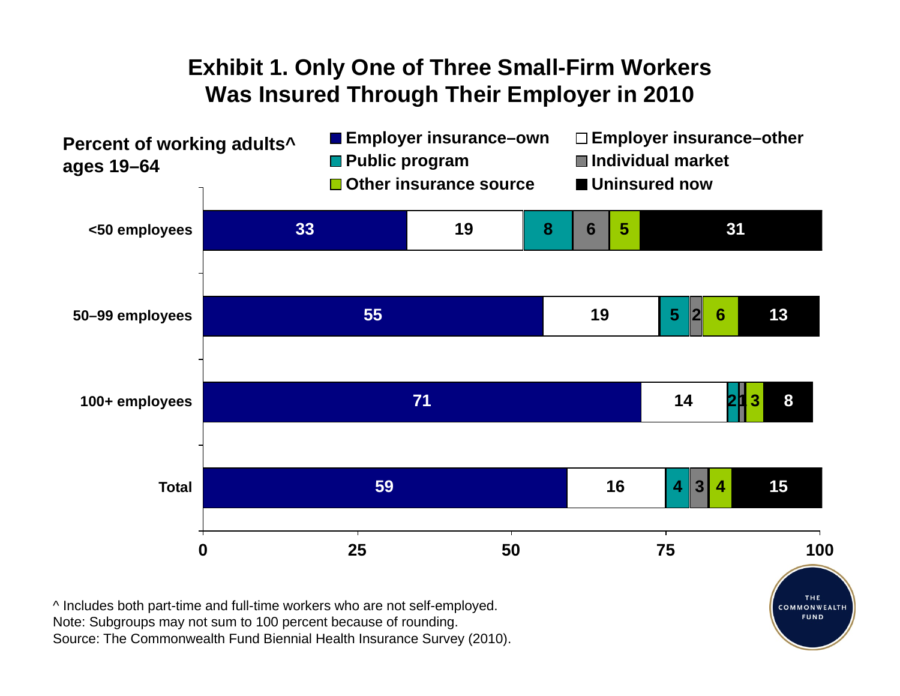# Exhibit 1. Only One of Three Small-Firm Workers Was Insured Through Their Employer in 2010

Percent of working adults^ ages 19–64

| | Employer insurance–own | Employer insurance–other | Public program | Individual market | Other insurance source | Uninsured now |
|---|---|---|---|---|---|---|
| <50 employees | 33 | 19 | 8 | 6 | 5 | 31 |
| 50–99 employees | 55 | 19 | 5 | 2 | 6 | 13 |
| 100+ employees | 71 | 14 | 2 | 1 | 3 | 8 |
| Total | 59 | 16 | 4 | 3 | 4 | 15 |

^ Includes both part-time and full-time workers who are not self-employed.
Note: Subgroups may not sum to 100 percent because of rounding.
Source: The Commonwealth Fund Biennial Health Insurance Survey (2010).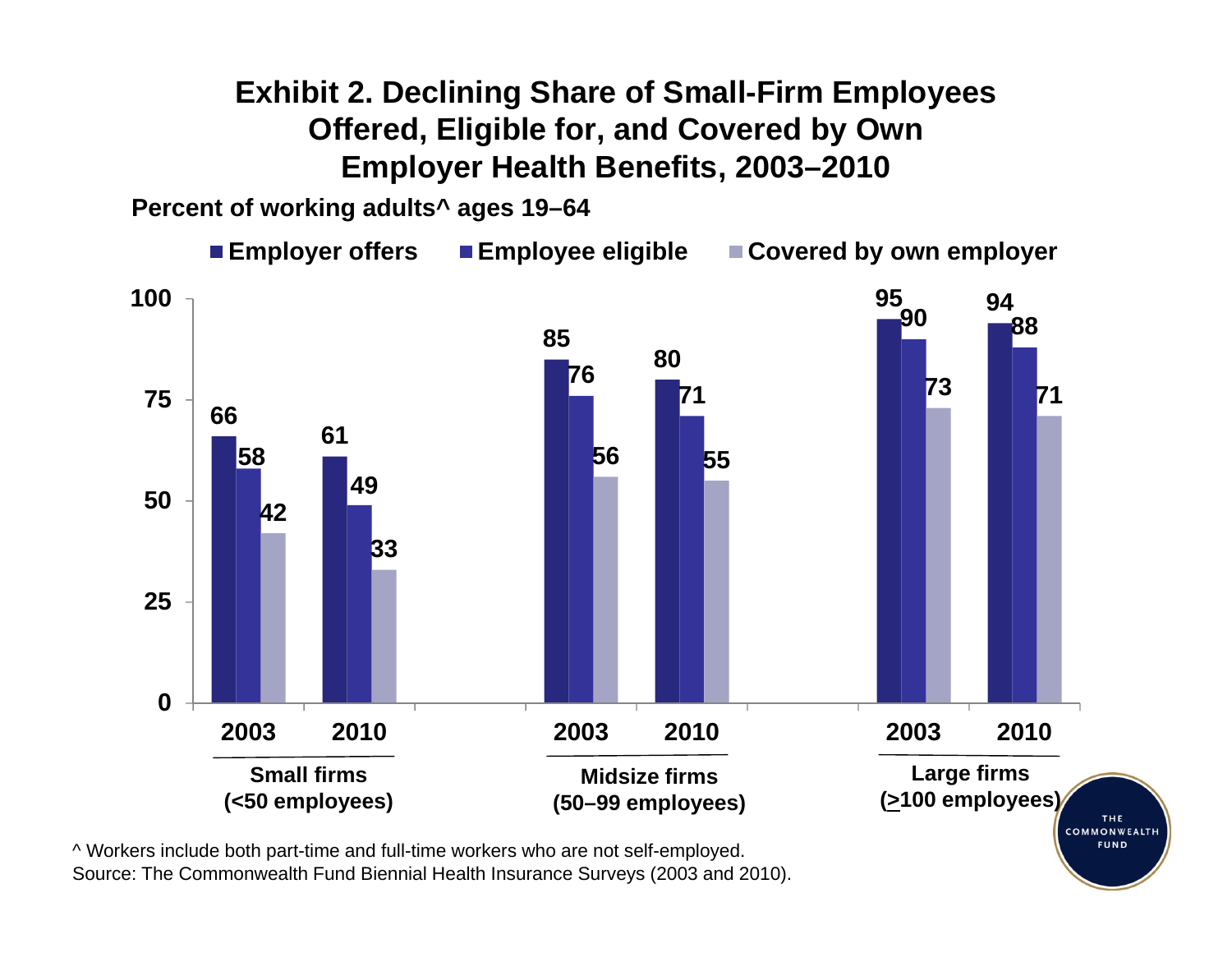# Exhibit 2. Declining Share of Small-Firm Employees Offered, Eligible for, and Covered by Own Employer Health Benefits, 2003–2010

**Percent of working adults^ ages 19–64**

| Firm size | Year | Employer offers | Employee eligible | Covered by own employer |
|---|---|---|---|---|
| Small firms (<50 employees) | 2003 | 66 | 58 | 42 |
| Small firms (<50 employees) | 2010 | 61 | 49 | 33 |
| Midsize firms (50–99 employees) | 2003 | 85 | 76 | 56 |
| Midsize firms (50–99 employees) | 2010 | 80 | 71 | 55 |
| Large firms (≥100 employees) | 2003 | 95 | 90 | 73 |
| Large firms (≥100 employees) | 2010 | 94 | 88 | 71 |

^ Workers include both part-time and full-time workers who are not self-employed.
Source: The Commonwealth Fund Biennial Health Insurance Surveys (2003 and 2010).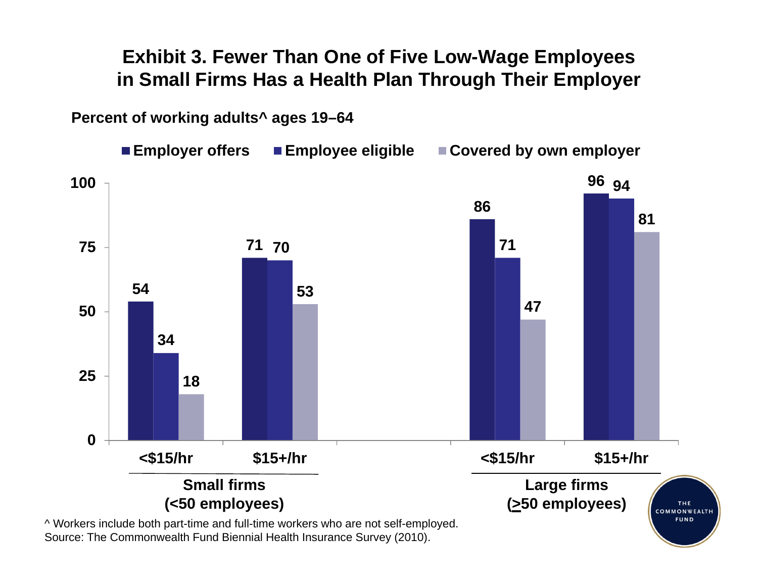# Exhibit 3. Fewer Than One of Five Low-Wage Employees in Small Firms Has a Health Plan Through Their Employer

**Percent of working adults^ ages 19–64**

| | | Employer offers | Employee eligible | Covered by own employer |
|---|---|---|---|---|
| Small firms (<50 employees) | <$15/hr | 54 | 34 | 18 |
| | $15+/hr | 71 | 70 | 53 |
| Large firms (≥50 employees) | <$15/hr | 86 | 71 | 47 |
| | $15+/hr | 96 | 94 | 81 |

^ Workers include both part-time and full-time workers who are not self-employed.
Source: The Commonwealth Fund Biennial Health Insurance Survey (2010).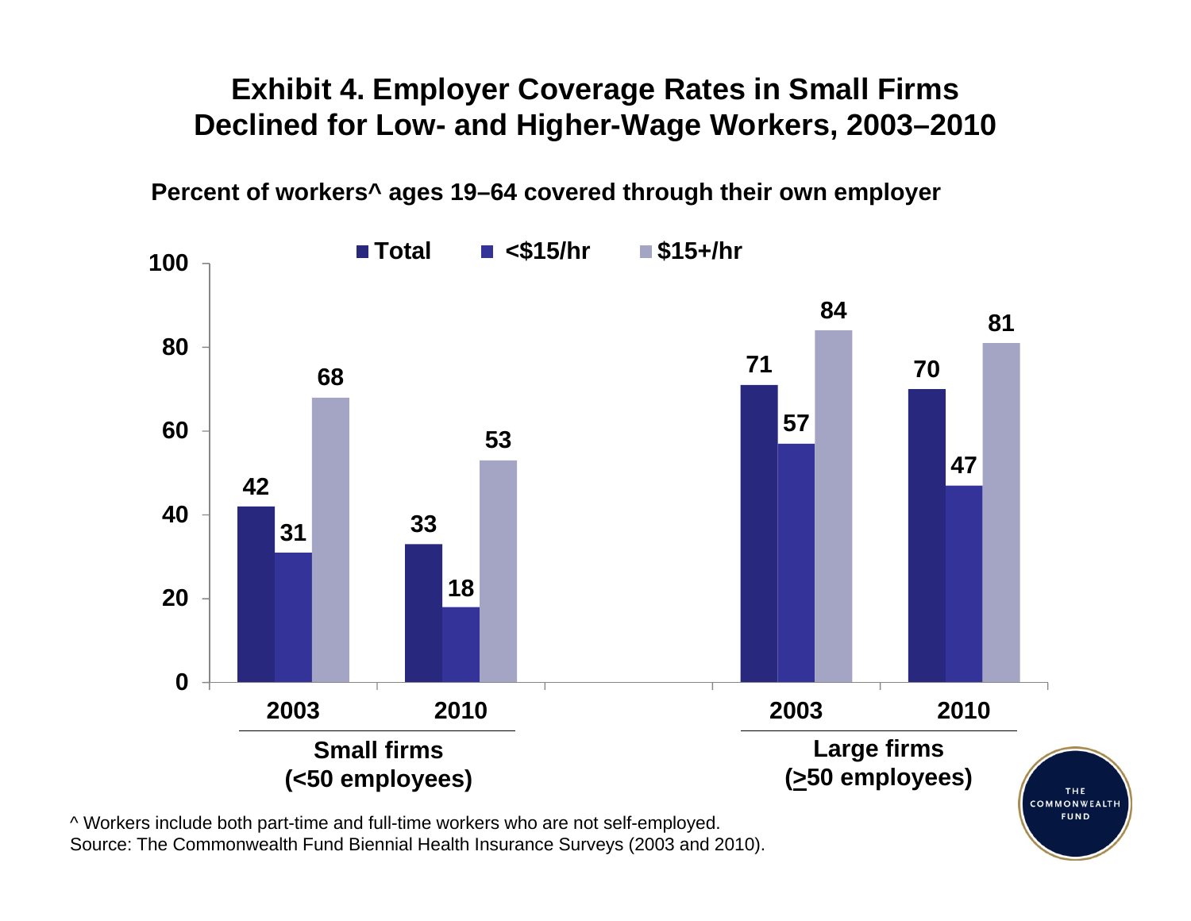# Exhibit 4. Employer Coverage Rates in Small Firms Declined for Low- and Higher-Wage Workers, 2003–2010

**Percent of workers^ ages 19–64 covered through their own employer**

| | Small firms (<50 employees) 2003 | Small firms (<50 employees) 2010 | Large firms (≥50 employees) 2003 | Large firms (≥50 employees) 2010 |
|---|---|---|---|---|
| Total | 42 | 33 | 71 | 70 |
| <$15/hr | 31 | 18 | 57 | 47 |
| $15+/hr | 68 | 53 | 84 | 81 |

^ Workers include both part-time and full-time workers who are not self-employed.
Source: The Commonwealth Fund Biennial Health Insurance Surveys (2003 and 2010).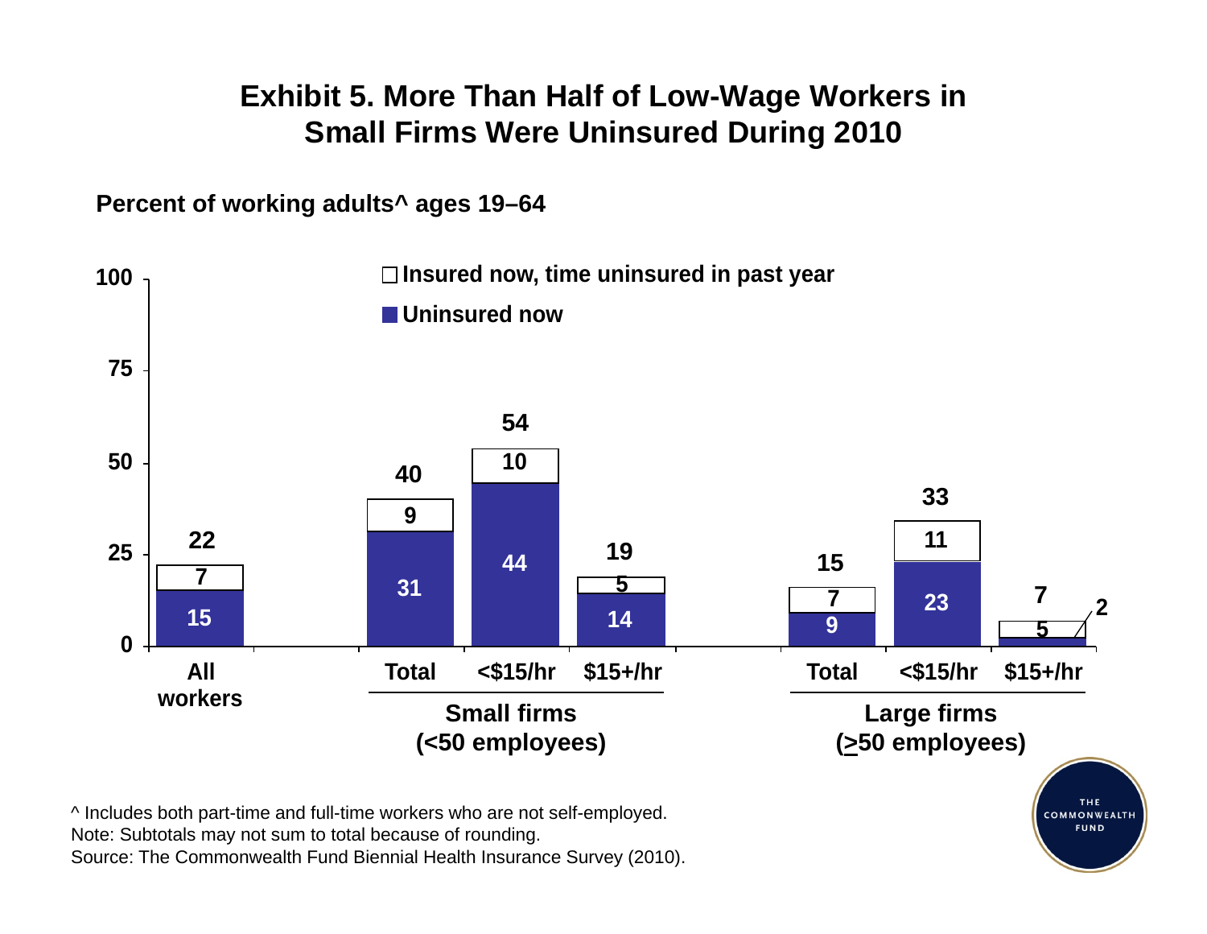# Exhibit 5. More Than Half of Low-Wage Workers in Small Firms Were Uninsured During 2010

**Percent of working adults^ ages 19–64**

| | Uninsured now | Insured now, time uninsured in past year | Total |
|---|---|---|---|
| All workers | 15 | 7 | 22 |
| Small firms (<50 employees): Total | 31 | 9 | 40 |
| Small firms (<50 employees): <$15/hr | 44 | 10 | 54 |
| Small firms (<50 employees): $15+/hr | 14 | 5 | 19 |
| Large firms (≥50 employees): Total | 9 | 7 | 15 |
| Large firms (≥50 employees): <$15/hr | 23 | 11 | 33 |
| Large firms (≥50 employees): $15+/hr | 2 | 5 | 7 |

^ Includes both part-time and full-time workers who are not self-employed.
Note: Subtotals may not sum to total because of rounding.
Source: The Commonwealth Fund Biennial Health Insurance Survey (2010).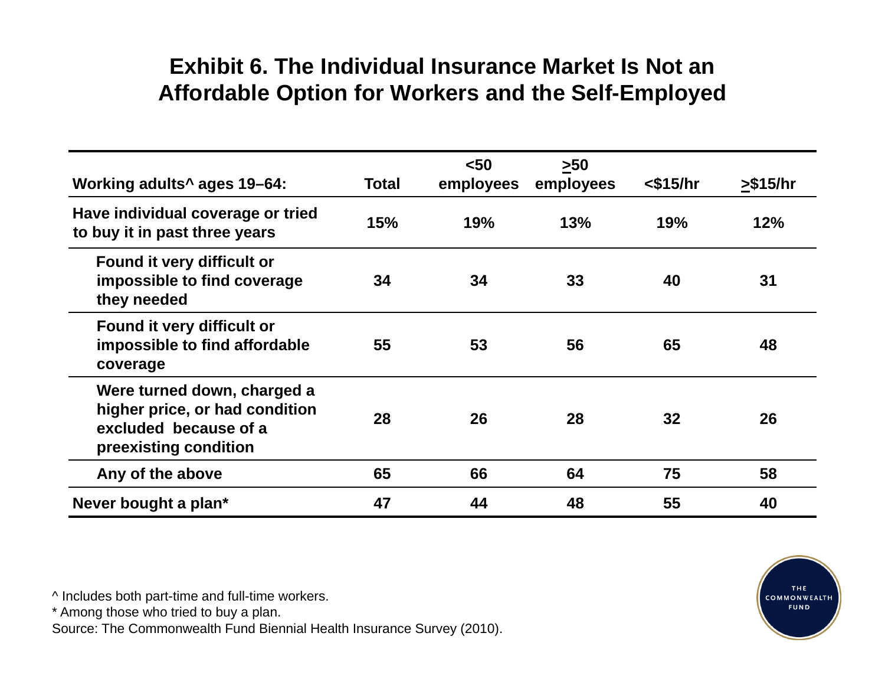# Exhibit 6. The Individual Insurance Market Is Not an Affordable Option for Workers and the Self-Employed

| Working adults^ ages 19–64: | Total | <50 employees | ≥50 employees | <$15/hr | ≥$15/hr |
|---|---|---|---|---|---|
| Have individual coverage or tried to buy it in past three years | 15% | 19% | 13% | 19% | 12% |
| Found it very difficult or impossible to find coverage they needed | 34 | 34 | 33 | 40 | 31 |
| Found it very difficult or impossible to find affordable coverage | 55 | 53 | 56 | 65 | 48 |
| Were turned down, charged a higher price, or had condition excluded because of a preexisting condition | 28 | 26 | 28 | 32 | 26 |
| Any of the above | 65 | 66 | 64 | 75 | 58 |
| Never bought a plan* | 47 | 44 | 48 | 55 | 40 |

^ Includes both part-time and full-time workers.
* Among those who tried to buy a plan.
Source: The Commonwealth Fund Biennial Health Insurance Survey (2010).

THE COMMONWEALTH FUND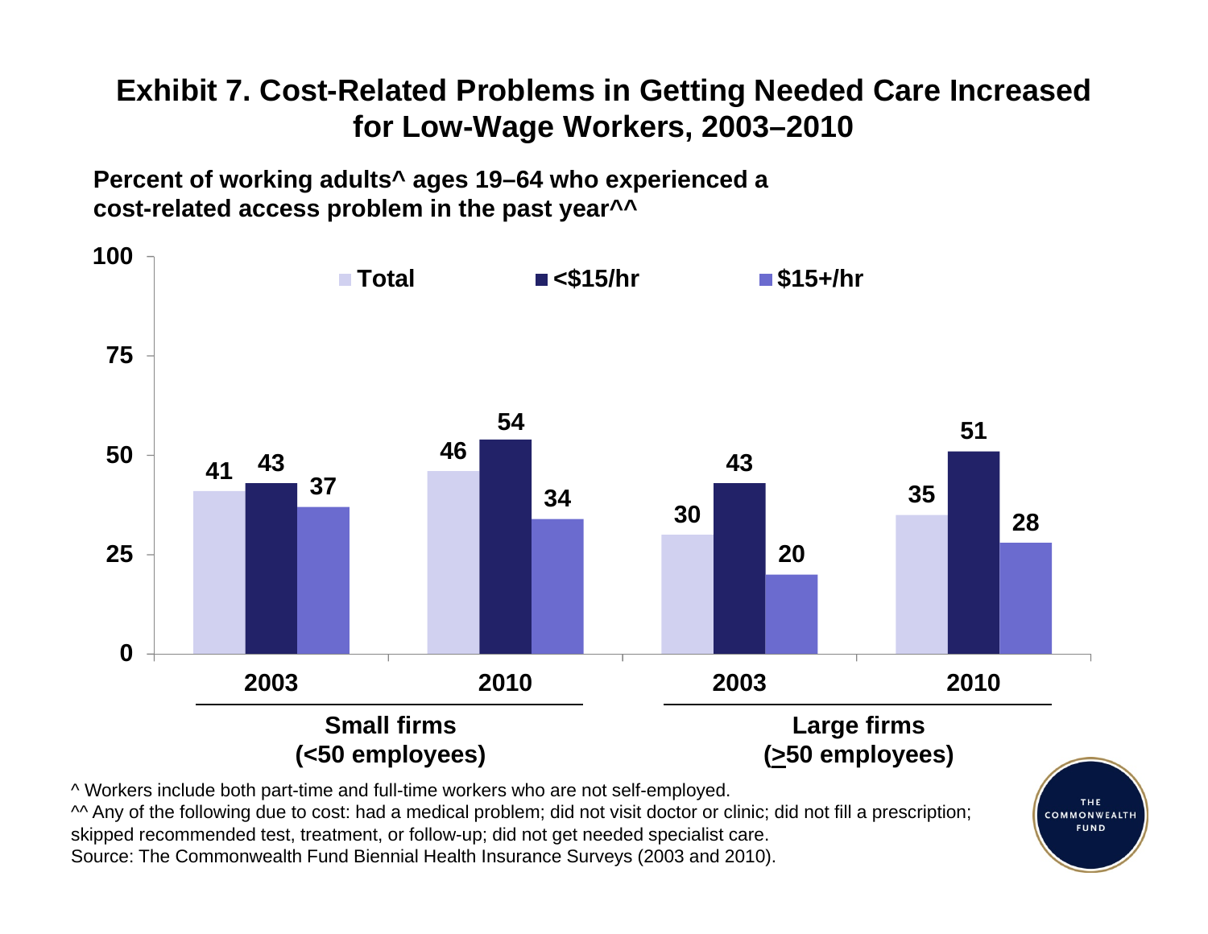# Exhibit 7. Cost-Related Problems in Getting Needed Care Increased for Low-Wage Workers, 2003–2010

**Percent of working adults^ ages 19–64 who experienced a cost-related access problem in the past year^^**

| | Small firms (<50 employees) | | Large firms (≥50 employees) | |
|---|---|---|---|---|
| | 2003 | 2010 | 2003 | 2010 |
| Total | 41 | 46 | 30 | 35 |
| <$15/hr | 43 | 54 | 43 | 51 |
| $15+/hr | 37 | 34 | 20 | 28 |

^ Workers include both part-time and full-time workers who are not self-employed.
^^ Any of the following due to cost: had a medical problem; did not visit doctor or clinic; did not fill a prescription; skipped recommended test, treatment, or follow-up; did not get needed specialist care.
Source: The Commonwealth Fund Biennial Health Insurance Surveys (2003 and 2010).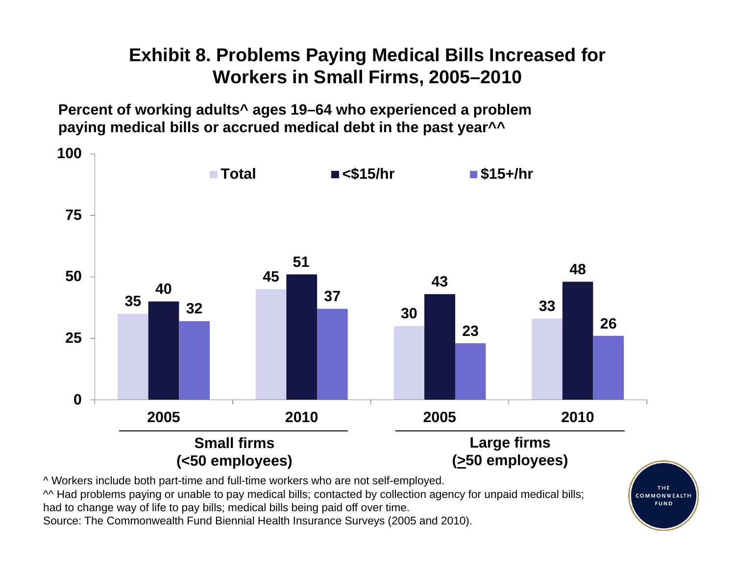# Exhibit 8. Problems Paying Medical Bills Increased for Workers in Small Firms, 2005–2010

**Percent of working adults^ ages 19–64 who experienced a problem paying medical bills or accrued medical debt in the past year^^**

| | Small firms (<50 employees) | | Large firms (≥50 employees) | |
|---|---|---|---|---|
| | 2005 | 2010 | 2005 | 2010 |
| Total | 35 | 45 | 30 | 33 |
| <$15/hr | 40 | 51 | 43 | 48 |
| $15+/hr | 32 | 37 | 23 | 26 |

^ Workers include both part-time and full-time workers who are not self-employed.

^^ Had problems paying or unable to pay medical bills; contacted by collection agency for unpaid medical bills; had to change way of life to pay bills; medical bills being paid off over time.

Source: The Commonwealth Fund Biennial Health Insurance Surveys (2005 and 2010).

THE COMMONWEALTH FUND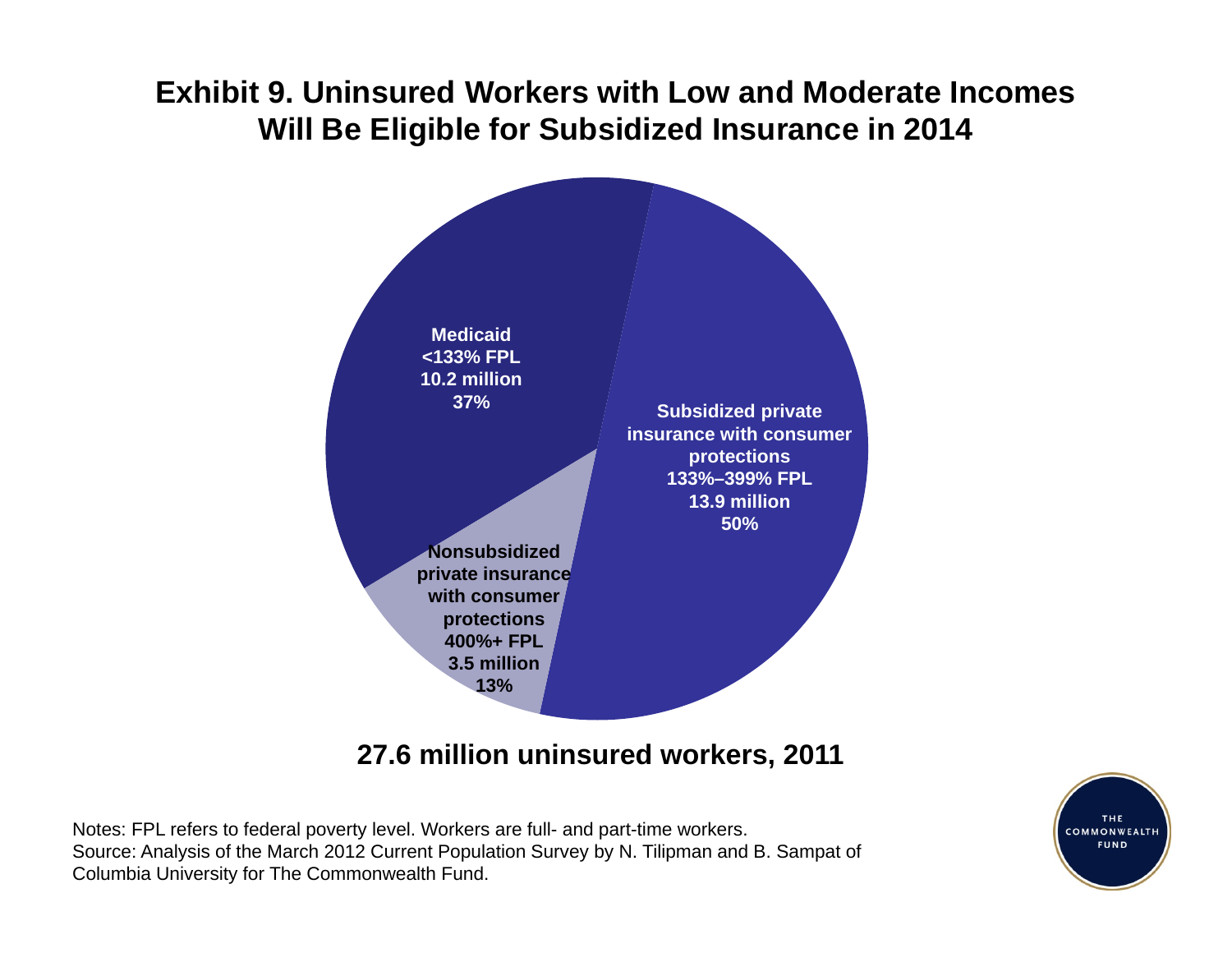# Exhibit 9. Uninsured Workers with Low and Moderate Incomes Will Be Eligible for Subsidized Insurance in 2014

Medicaid
<133% FPL
10.2 million
37%

Subsidized private insurance with consumer protections
133%–399% FPL
13.9 million
50%

Nonsubsidized private insurance with consumer protections
400%+ FPL
3.5 million
13%

**27.6 million uninsured workers, 2011**

Notes: FPL refers to federal poverty level. Workers are full- and part-time workers.
Source: Analysis of the March 2012 Current Population Survey by N. Tilipman and B. Sampat of Columbia University for The Commonwealth Fund.

THE COMMONWEALTH FUND